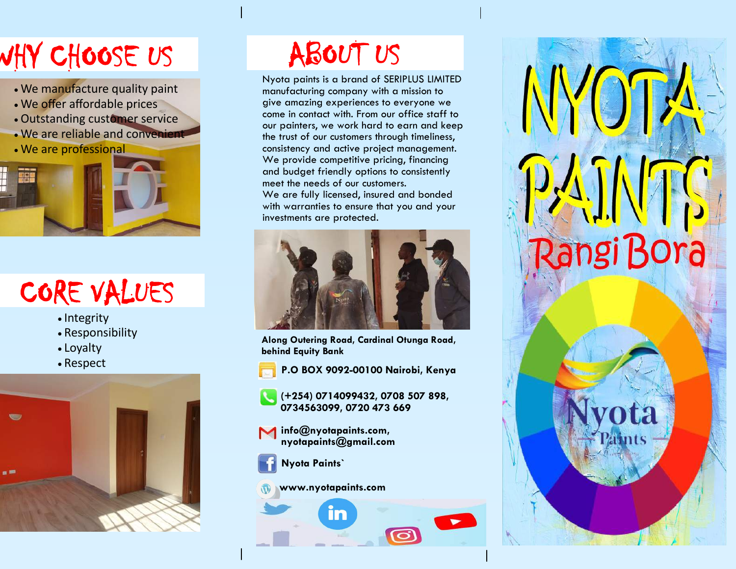# WHY CHOOSE US

- We manufacture quality paint
- We offer affordable prices
- Outstanding customer service
- We are reliable and convenient
- We are professional

# CORE VALUES

- Integrity
- Responsibility
- Loyalty
- Respect

# ABOUT US

Nyota paints is a brand of SERIPLUS LIMITED manufacturing company with a mission to give amazing experiences to everyone we come in contact with. From our office staff to our painters, we work hard to earn and keep the trust of our customers through timeliness, consistency and active project management. We provide competitive pricing, financing and budget friendly options to consistently meet the needs of our customers.
We are fully licensed, insured and bonded with warranties to ensure that you and your investments are protected.

**Along Outering Road, Cardinal Otunga Road, behind Equity Bank**

**P.O BOX 9092-00100 Nairobi, Kenya**

**(+254) 0714099432, 0708 507 898, 0734563099, 0720 473 669**

**info@nyotapaints.com, nyotapaints@gmail.com**

**Nyota Paints`**

**www.nyotapaints.com**

# NYOTA PAINTS

## Rangi Bora

Nyota Paints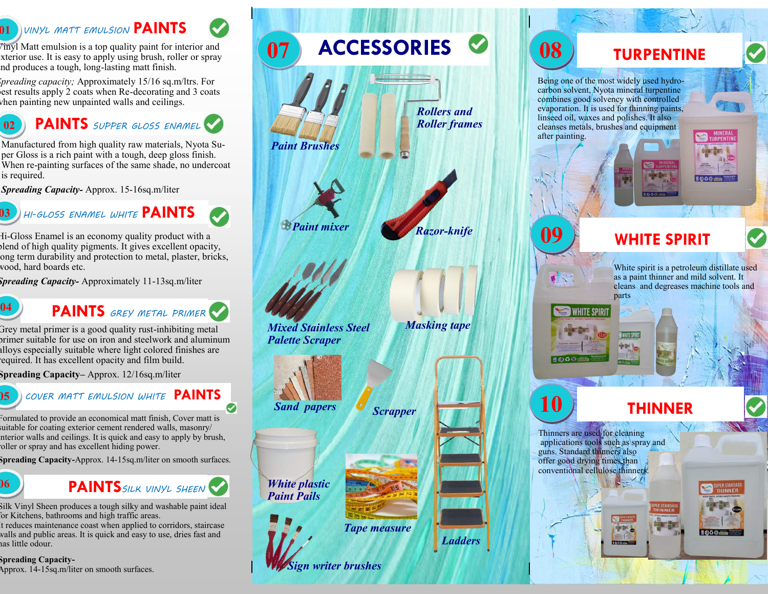## 01 VINYL MATT EMULSION PAINTS

Vinyl Matt emulsion is a top quality paint for interior and exterior use. It is easy to apply using brush, roller or spray and produces a tough, long-lasting matt finish.

*Spreading capacity;* Approximately 15/16 sq.m/ltrs. For best results apply 2 coats when Re-decorating and 3 coats when painting new unpainted walls and ceilings.

## 02 PAINTS SUPPER GLOSS ENAMEL

Manufactured from high quality raw materials, Nyota Super Gloss is a rich paint with a tough, deep gloss finish. When re-painting surfaces of the same shade, no undercoat is required.

***Spreading Capacity-*** Approx. 15-16sq.m/liter

## 03 HI-GLOSS ENAMEL WHITE PAINTS

Hi-Gloss Enamel is an economy quality product with a blend of high quality pigments. It gives excellent opacity, long term durability and protection to metal, plaster, bricks, wood, hard boards etc.

***Spreading Capacity-*** Approximately 11-13sq.m/liter

## 04 PAINTS GREY METAL PRIMER

Grey metal primer is a good quality rust-inhibiting metal primer suitable for use on iron and steelwork and aluminum alloys especially suitable where light colored finishes are required. It has excellent opacity and film build.

**Spreading Capacity**– Approx. 12/16sq.m/liter

## 05 COVER MATT EMULSION WHITE PAINTS

Formulated to provide an economical matt finish, Cover matt is suitable for coating exterior cement rendered walls, masonry/ interior walls and ceilings. It is quick and easy to apply by brush, roller or spray and has excellent hiding power.

**Spreading Capacity-**Approx. 14-15sq.m/liter on smooth surfaces.

## 06 PAINTS SILK VINYL SHEEN

Silk Vinyl Sheen produces a tough silky and washable paint ideal for Kitchens, bathrooms and high traffic areas.
It reduces maintenance coast when applied to corridors, staircase walls and public areas. It is quick and easy to use, dries fast and has little odour.

**Spreading Capacity-**
Approx. 14-15sq.m/liter on smooth surfaces.

## 07 ACCESSORIES

- *Paint Brushes*
- *Rollers and Roller frames*
- *Paint mixer*
- *Razor-knife*
- *Mixed Stainless Steel Palette Scraper*
- *Masking tape*
- *Sand papers*
- *Scrapper*
- *White plastic Paint Pails*
- *Tape measure*
- *Ladders*
- *Sign writer brushes*

## 08 TURPENTINE

Being one of the most widely used hydro-carbon solvent, Nyota mineral turpentine combines good solvency with controlled evaporation. It is used for thinning paints, linseed oil, waxes and polishes. It also cleanses metals, brushes and equipment after painting.

## 09 WHITE SPIRIT

White spirit is a petroleum distillate used as a paint thinner and mild solvent. It cleans and degreases machine tools and parts

## 10 THINNER

Thinners are used for cleaning applications tools such as spray and guns. Standard thinners also offer good drying times than conventional cellulose thinners.